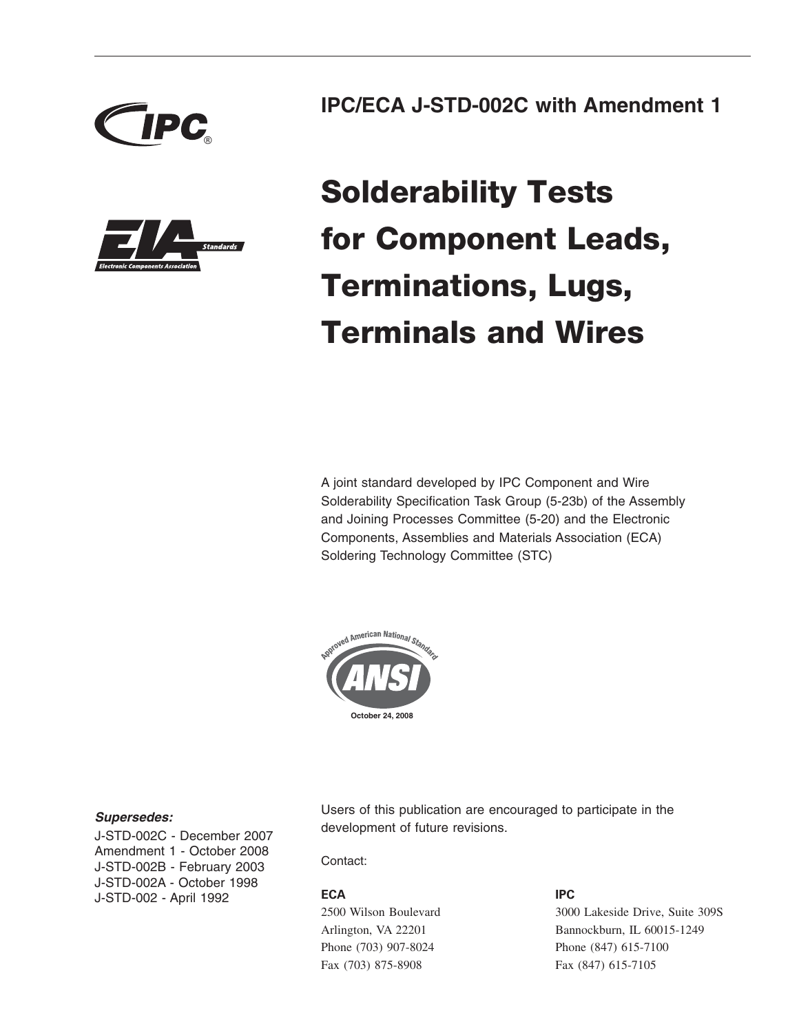# IPC/ECA J-STD-002C with Amendment 1

# Solderability Tests for Component Leads, Terminations, Lugs, Terminals and Wires

A joint standard developed by IPC Component and Wire Solderability Specification Task Group (5-23b) of the Assembly and Joining Processes Committee (5-20) and the Electronic Components, Assemblies and Materials Association (ECA) Soldering Technology Committee (STC)

Approved American National Standard
ANSI
October 24, 2008

***Supersedes:***

J-STD-002C - December 2007
Amendment 1 - October 2008
J-STD-002B - February 2003
J-STD-002A - October 1998
J-STD-002 - April 1992

Users of this publication are encouraged to participate in the development of future revisions.

Contact:

**ECA**
2500 Wilson Boulevard
Arlington, VA 22201
Phone (703) 907-8024
Fax (703) 875-8908

**IPC**
3000 Lakeside Drive, Suite 309S
Bannockburn, IL 60015-1249
Phone (847) 615-7100
Fax (847) 615-7105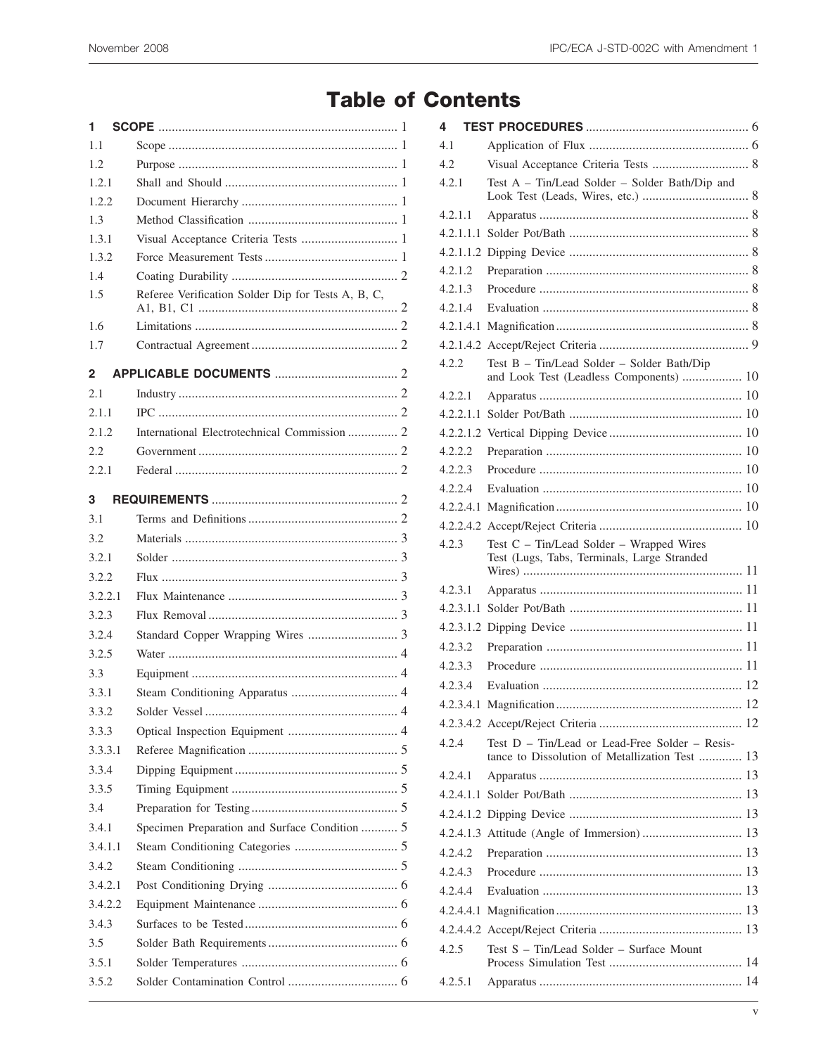# Table of Contents

| | | |
|---|---|---|
| **1** | **SCOPE** | 1 |
| 1.1 | Scope | 1 |
| 1.2 | Purpose | 1 |
| 1.2.1 | Shall and Should | 1 |
| 1.2.2 | Document Hierarchy | 1 |
| 1.3 | Method Classification | 1 |
| 1.3.1 | Visual Acceptance Criteria Tests | 1 |
| 1.3.2 | Force Measurement Tests | 1 |
| 1.4 | Coating Durability | 2 |
| 1.5 | Referee Verification Solder Dip for Tests A, B, C, A1, B1, C1 | 2 |
| 1.6 | Limitations | 2 |
| 1.7 | Contractual Agreement | 2 |
| **2** | **APPLICABLE DOCUMENTS** | 2 |
| 2.1 | Industry | 2 |
| 2.1.1 | IPC | 2 |
| 2.1.2 | International Electrotechnical Commission | 2 |
| 2.2 | Government | 2 |
| 2.2.1 | Federal | 2 |
| **3** | **REQUIREMENTS** | 2 |
| 3.1 | Terms and Definitions | 2 |
| 3.2 | Materials | 3 |
| 3.2.1 | Solder | 3 |
| 3.2.2 | Flux | 3 |
| 3.2.2.1 | Flux Maintenance | 3 |
| 3.2.3 | Flux Removal | 3 |
| 3.2.4 | Standard Copper Wrapping Wires | 3 |
| 3.2.5 | Water | 4 |
| 3.3 | Equipment | 4 |
| 3.3.1 | Steam Conditioning Apparatus | 4 |
| 3.3.2 | Solder Vessel | 4 |
| 3.3.3 | Optical Inspection Equipment | 4 |
| 3.3.3.1 | Referee Magnification | 5 |
| 3.3.4 | Dipping Equipment | 5 |
| 3.3.5 | Timing Equipment | 5 |
| 3.4 | Preparation for Testing | 5 |
| 3.4.1 | Specimen Preparation and Surface Condition | 5 |
| 3.4.1.1 | Steam Conditioning Categories | 5 |
| 3.4.2 | Steam Conditioning | 5 |
| 3.4.2.1 | Post Conditioning Drying | 6 |
| 3.4.2.2 | Equipment Maintenance | 6 |
| 3.4.3 | Surfaces to be Tested | 6 |
| 3.5 | Solder Bath Requirements | 6 |
| 3.5.1 | Solder Temperatures | 6 |
| 3.5.2 | Solder Contamination Control | 6 |
| **4** | **TEST PROCEDURES** | 6 |
| 4.1 | Application of Flux | 6 |
| 4.2 | Visual Acceptance Criteria Tests | 8 |
| 4.2.1 | Test A – Tin/Lead Solder – Solder Bath/Dip and Look Test (Leads, Wires, etc.) | 8 |
| 4.2.1.1 | Apparatus | 8 |
| 4.2.1.1.1 | Solder Pot/Bath | 8 |
| 4.2.1.1.2 | Dipping Device | 8 |
| 4.2.1.2 | Preparation | 8 |
| 4.2.1.3 | Procedure | 8 |
| 4.2.1.4 | Evaluation | 8 |
| 4.2.1.4.1 | Magnification | 8 |
| 4.2.1.4.2 | Accept/Reject Criteria | 9 |
| 4.2.2 | Test B – Tin/Lead Solder – Solder Bath/Dip and Look Test (Leadless Components) | 10 |
| 4.2.2.1 | Apparatus | 10 |
| 4.2.2.1.1 | Solder Pot/Bath | 10 |
| 4.2.2.1.2 | Vertical Dipping Device | 10 |
| 4.2.2.2 | Preparation | 10 |
| 4.2.2.3 | Procedure | 10 |
| 4.2.2.4 | Evaluation | 10 |
| 4.2.2.4.1 | Magnification | 10 |
| 4.2.2.4.2 | Accept/Reject Criteria | 10 |
| 4.2.3 | Test C – Tin/Lead Solder – Wrapped Wires Test (Lugs, Tabs, Terminals, Large Stranded Wires) | 11 |
| 4.2.3.1 | Apparatus | 11 |
| 4.2.3.1.1 | Solder Pot/Bath | 11 |
| 4.2.3.1.2 | Dipping Device | 11 |
| 4.2.3.2 | Preparation | 11 |
| 4.2.3.3 | Procedure | 11 |
| 4.2.3.4 | Evaluation | 12 |
| 4.2.3.4.1 | Magnification | 12 |
| 4.2.3.4.2 | Accept/Reject Criteria | 12 |
| 4.2.4 | Test D – Tin/Lead or Lead-Free Solder – Resistance to Dissolution of Metallization Test | 13 |
| 4.2.4.1 | Apparatus | 13 |
| 4.2.4.1.1 | Solder Pot/Bath | 13 |
| 4.2.4.1.2 | Dipping Device | 13 |
| 4.2.4.1.3 | Attitude (Angle of Immersion) | 13 |
| 4.2.4.2 | Preparation | 13 |
| 4.2.4.3 | Procedure | 13 |
| 4.2.4.4 | Evaluation | 13 |
| 4.2.4.4.1 | Magnification | 13 |
| 4.2.4.4.2 | Accept/Reject Criteria | 13 |
| 4.2.5 | Test S – Tin/Lead Solder – Surface Mount Process Simulation Test | 14 |
| 4.2.5.1 | Apparatus | 14 |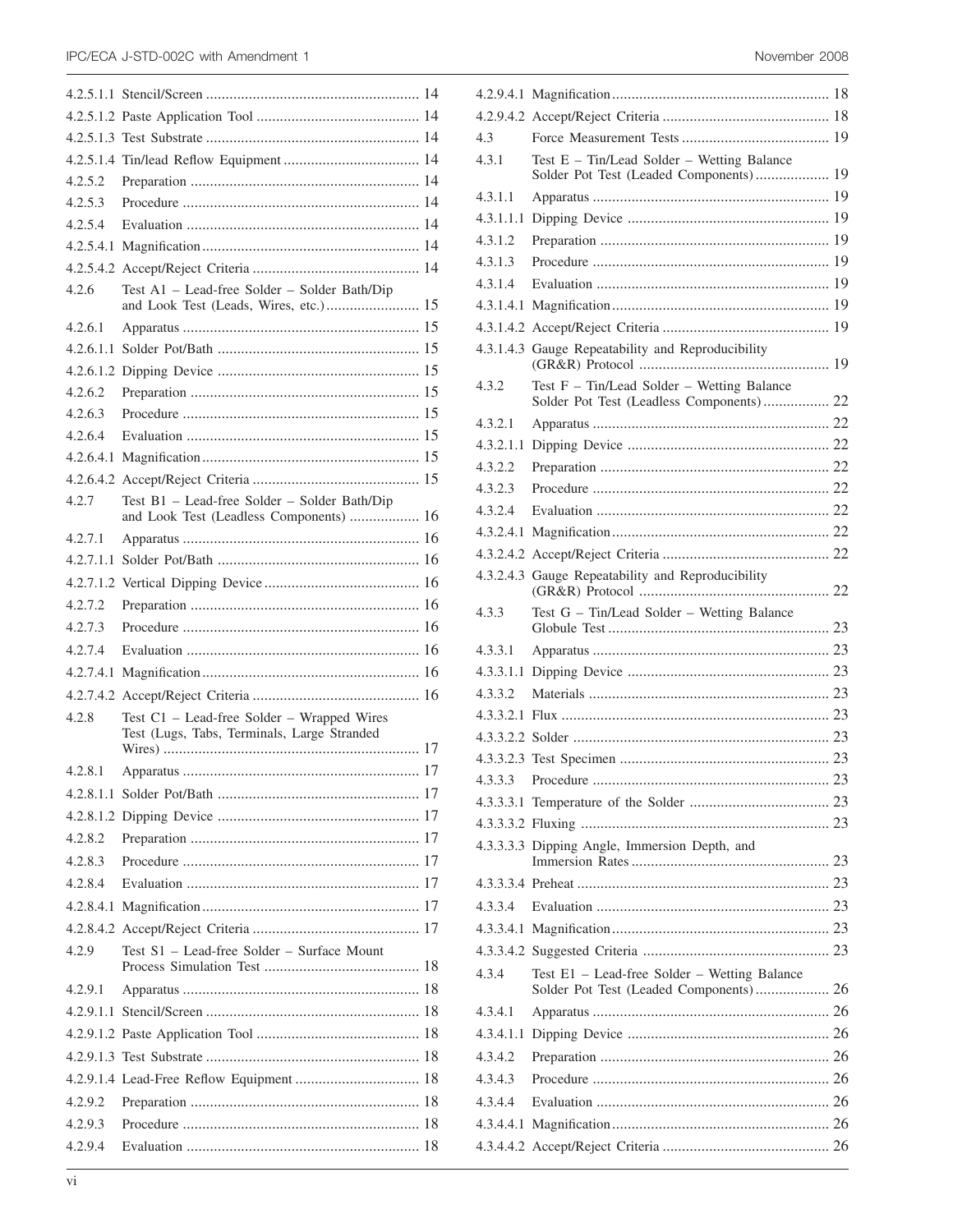| | | |
|---|---|---|
| 4.2.5.1.1 | Stencil/Screen | 14 |
| 4.2.5.1.2 | Paste Application Tool | 14 |
| 4.2.5.1.3 | Test Substrate | 14 |
| 4.2.5.1.4 | Tin/lead Reflow Equipment | 14 |
| 4.2.5.2 | Preparation | 14 |
| 4.2.5.3 | Procedure | 14 |
| 4.2.5.4 | Evaluation | 14 |
| 4.2.5.4.1 | Magnification | 14 |
| 4.2.5.4.2 | Accept/Reject Criteria | 14 |
| 4.2.6 | Test A1 – Lead-free Solder – Solder Bath/Dip and Look Test (Leads, Wires, etc.) | 15 |
| 4.2.6.1 | Apparatus | 15 |
| 4.2.6.1.1 | Solder Pot/Bath | 15 |
| 4.2.6.1.2 | Dipping Device | 15 |
| 4.2.6.2 | Preparation | 15 |
| 4.2.6.3 | Procedure | 15 |
| 4.2.6.4 | Evaluation | 15 |
| 4.2.6.4.1 | Magnification | 15 |
| 4.2.6.4.2 | Accept/Reject Criteria | 15 |
| 4.2.7 | Test B1 – Lead-free Solder – Solder Bath/Dip and Look Test (Leadless Components) | 16 |
| 4.2.7.1 | Apparatus | 16 |
| 4.2.7.1.1 | Solder Pot/Bath | 16 |
| 4.2.7.1.2 | Vertical Dipping Device | 16 |
| 4.2.7.2 | Preparation | 16 |
| 4.2.7.3 | Procedure | 16 |
| 4.2.7.4 | Evaluation | 16 |
| 4.2.7.4.1 | Magnification | 16 |
| 4.2.7.4.2 | Accept/Reject Criteria | 16 |
| 4.2.8 | Test C1 – Lead-free Solder – Wrapped Wires Test (Lugs, Tabs, Terminals, Large Stranded Wires) | 17 |
| 4.2.8.1 | Apparatus | 17 |
| 4.2.8.1.1 | Solder Pot/Bath | 17 |
| 4.2.8.1.2 | Dipping Device | 17 |
| 4.2.8.2 | Preparation | 17 |
| 4.2.8.3 | Procedure | 17 |
| 4.2.8.4 | Evaluation | 17 |
| 4.2.8.4.1 | Magnification | 17 |
| 4.2.8.4.2 | Accept/Reject Criteria | 17 |
| 4.2.9 | Test S1 – Lead-free Solder – Surface Mount Process Simulation Test | 18 |
| 4.2.9.1 | Apparatus | 18 |
| 4.2.9.1.1 | Stencil/Screen | 18 |
| 4.2.9.1.2 | Paste Application Tool | 18 |
| 4.2.9.1.3 | Test Substrate | 18 |
| 4.2.9.1.4 | Lead-Free Reflow Equipment | 18 |
| 4.2.9.2 | Preparation | 18 |
| 4.2.9.3 | Procedure | 18 |
| 4.2.9.4 | Evaluation | 18 |
| 4.2.9.4.1 | Magnification | 18 |
| 4.2.9.4.2 | Accept/Reject Criteria | 18 |
| 4.3 | Force Measurement Tests | 19 |
| 4.3.1 | Test E – Tin/Lead Solder – Wetting Balance Solder Pot Test (Leaded Components) | 19 |
| 4.3.1.1 | Apparatus | 19 |
| 4.3.1.1.1 | Dipping Device | 19 |
| 4.3.1.2 | Preparation | 19 |
| 4.3.1.3 | Procedure | 19 |
| 4.3.1.4 | Evaluation | 19 |
| 4.3.1.4.1 | Magnification | 19 |
| 4.3.1.4.2 | Accept/Reject Criteria | 19 |
| 4.3.1.4.3 | Gauge Repeatability and Reproducibility (GR&R) Protocol | 19 |
| 4.3.2 | Test F – Tin/Lead Solder – Wetting Balance Solder Pot Test (Leadless Components) | 22 |
| 4.3.2.1 | Apparatus | 22 |
| 4.3.2.1.1 | Dipping Device | 22 |
| 4.3.2.2 | Preparation | 22 |
| 4.3.2.3 | Procedure | 22 |
| 4.3.2.4 | Evaluation | 22 |
| 4.3.2.4.1 | Magnification | 22 |
| 4.3.2.4.2 | Accept/Reject Criteria | 22 |
| 4.3.2.4.3 | Gauge Repeatability and Reproducibility (GR&R) Protocol | 22 |
| 4.3.3 | Test G – Tin/Lead Solder – Wetting Balance Globule Test | 23 |
| 4.3.3.1 | Apparatus | 23 |
| 4.3.3.1.1 | Dipping Device | 23 |
| 4.3.3.2 | Materials | 23 |
| 4.3.3.2.1 | Flux | 23 |
| 4.3.3.2.2 | Solder | 23 |
| 4.3.3.2.3 | Test Specimen | 23 |
| 4.3.3.3 | Procedure | 23 |
| 4.3.3.3.1 | Temperature of the Solder | 23 |
| 4.3.3.3.2 | Fluxing | 23 |
| 4.3.3.3.3 | Dipping Angle, Immersion Depth, and Immersion Rates | 23 |
| 4.3.3.3.4 | Preheat | 23 |
| 4.3.3.4 | Evaluation | 23 |
| 4.3.3.4.1 | Magnification | 23 |
| 4.3.3.4.2 | Suggested Criteria | 23 |
| 4.3.4 | Test E1 – Lead-free Solder – Wetting Balance Solder Pot Test (Leaded Components) | 26 |
| 4.3.4.1 | Apparatus | 26 |
| 4.3.4.1.1 | Dipping Device | 26 |
| 4.3.4.2 | Preparation | 26 |
| 4.3.4.3 | Procedure | 26 |
| 4.3.4.4 | Evaluation | 26 |
| 4.3.4.4.1 | Magnification | 26 |
| 4.3.4.4.2 | Accept/Reject Criteria | 26 |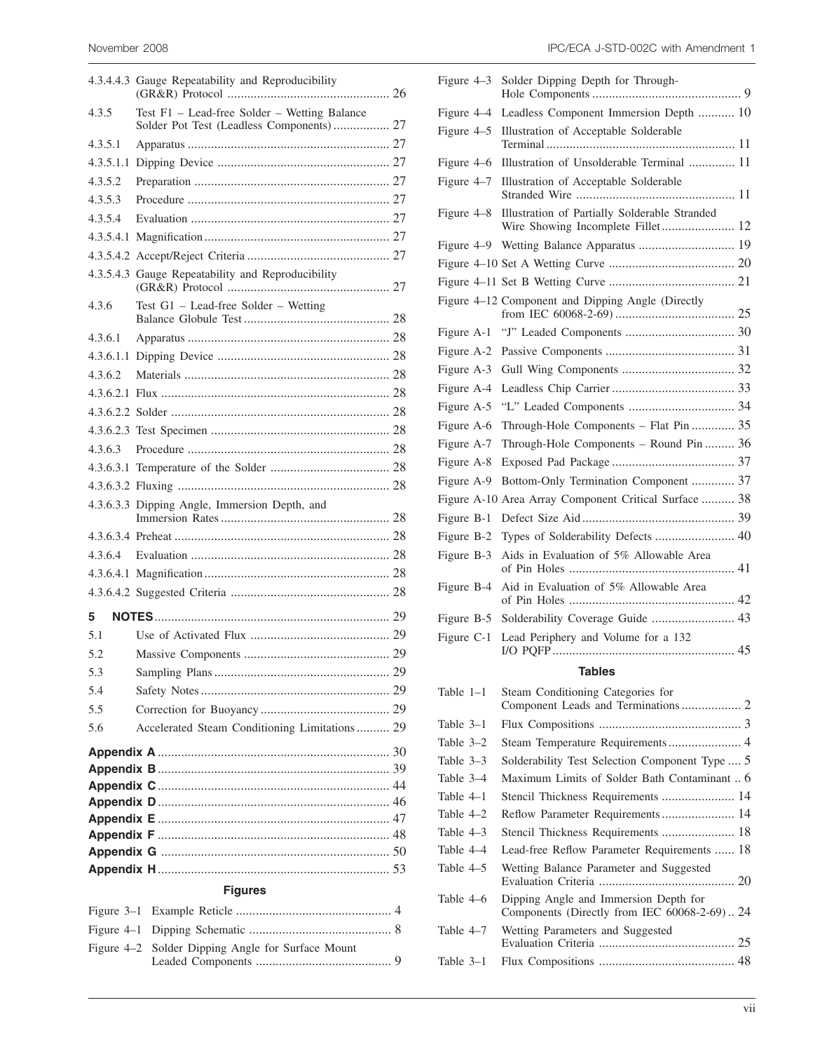| | | |
|---|---|---|
| 4.3.4.4.3 | Gauge Repeatability and Reproducibility (GR&R) Protocol | 26 |
| 4.3.5 | Test F1 – Lead-free Solder – Wetting Balance Solder Pot Test (Leadless Components) | 27 |
| 4.3.5.1 | Apparatus | 27 |
| 4.3.5.1.1 | Dipping Device | 27 |
| 4.3.5.2 | Preparation | 27 |
| 4.3.5.3 | Procedure | 27 |
| 4.3.5.4 | Evaluation | 27 |
| 4.3.5.4.1 | Magnification | 27 |
| 4.3.5.4.2 | Accept/Reject Criteria | 27 |
| 4.3.5.4.3 | Gauge Repeatability and Reproducibility (GR&R) Protocol | 27 |
| 4.3.6 | Test G1 – Lead-free Solder – Wetting Balance Globule Test | 28 |
| 4.3.6.1 | Apparatus | 28 |
| 4.3.6.1.1 | Dipping Device | 28 |
| 4.3.6.2 | Materials | 28 |
| 4.3.6.2.1 | Flux | 28 |
| 4.3.6.2.2 | Solder | 28 |
| 4.3.6.2.3 | Test Specimen | 28 |
| 4.3.6.3 | Procedure | 28 |
| 4.3.6.3.1 | Temperature of the Solder | 28 |
| 4.3.6.3.2 | Fluxing | 28 |
| 4.3.6.3.3 | Dipping Angle, Immersion Depth, and Immersion Rates | 28 |
| 4.3.6.3.4 | Preheat | 28 |
| 4.3.6.4 | Evaluation | 28 |
| 4.3.6.4.1 | Magnification | 28 |
| 4.3.6.4.2 | Suggested Criteria | 28 |
| **5** | **NOTES** | 29 |
| 5.1 | Use of Activated Flux | 29 |
| 5.2 | Massive Components | 29 |
| 5.3 | Sampling Plans | 29 |
| 5.4 | Safety Notes | 29 |
| 5.5 | Correction for Buoyancy | 29 |
| 5.6 | Accelerated Steam Conditioning Limitations | 29 |
| **Appendix A** | | 30 |
| **Appendix B** | | 39 |
| **Appendix C** | | 44 |
| **Appendix D** | | 46 |
| **Appendix E** | | 47 |
| **Appendix F** | | 48 |
| **Appendix G** | | 50 |
| **Appendix H** | | 53 |

## Figures

| | | |
|---|---|---|
| Figure 3–1 | Example Reticle | 4 |
| Figure 4–1 | Dipping Schematic | 8 |
| Figure 4–2 | Solder Dipping Angle for Surface Mount Leaded Components | 9 |
| Figure 4–3 | Solder Dipping Depth for Through-Hole Components | 9 |
| Figure 4–4 | Leadless Component Immersion Depth | 10 |
| Figure 4–5 | Illustration of Acceptable Solderable Terminal | 11 |
| Figure 4–6 | Illustration of Unsolderable Terminal | 11 |
| Figure 4–7 | Illustration of Acceptable Solderable Stranded Wire | 11 |
| Figure 4–8 | Illustration of Partially Solderable Stranded Wire Showing Incomplete Fillet | 12 |
| Figure 4–9 | Wetting Balance Apparatus | 19 |
| Figure 4–10 | Set A Wetting Curve | 20 |
| Figure 4–11 | Set B Wetting Curve | 21 |
| Figure 4–12 | Component and Dipping Angle (Directly from IEC 60068-2-69) | 25 |
| Figure A-1 | "J" Leaded Components | 30 |
| Figure A-2 | Passive Components | 31 |
| Figure A-3 | Gull Wing Components | 32 |
| Figure A-4 | Leadless Chip Carrier | 33 |
| Figure A-5 | "L" Leaded Components | 34 |
| Figure A-6 | Through-Hole Components – Flat Pin | 35 |
| Figure A-7 | Through-Hole Components – Round Pin | 36 |
| Figure A-8 | Exposed Pad Package | 37 |
| Figure A-9 | Bottom-Only Termination Component | 37 |
| Figure A-10 | Area Array Component Critical Surface | 38 |
| Figure B-1 | Defect Size Aid | 39 |
| Figure B-2 | Types of Solderability Defects | 40 |
| Figure B-3 | Aids in Evaluation of 5% Allowable Area of Pin Holes | 41 |
| Figure B-4 | Aid in Evaluation of 5% Allowable Area of Pin Holes | 42 |
| Figure B-5 | Solderability Coverage Guide | 43 |
| Figure C-1 | Lead Periphery and Volume for a 132 I/O PQFP | 45 |

## Tables

| | | |
|---|---|---|
| Table 1–1 | Steam Conditioning Categories for Component Leads and Terminations | 2 |
| Table 3–1 | Flux Compositions | 3 |
| Table 3–2 | Steam Temperature Requirements | 4 |
| Table 3–3 | Solderability Test Selection Component Type | 5 |
| Table 3–4 | Maximum Limits of Solder Bath Contaminant | 6 |
| Table 4–1 | Stencil Thickness Requirements | 14 |
| Table 4–2 | Reflow Parameter Requirements | 14 |
| Table 4–3 | Stencil Thickness Requirements | 18 |
| Table 4–4 | Lead-free Reflow Parameter Requirements | 18 |
| Table 4–5 | Wetting Balance Parameter and Suggested Evaluation Criteria | 20 |
| Table 4–6 | Dipping Angle and Immersion Depth for Components (Directly from IEC 60068-2-69) | 24 |
| Table 4–7 | Wetting Parameters and Suggested Evaluation Criteria | 25 |
| Table 3–1 | Flux Compositions | 48 |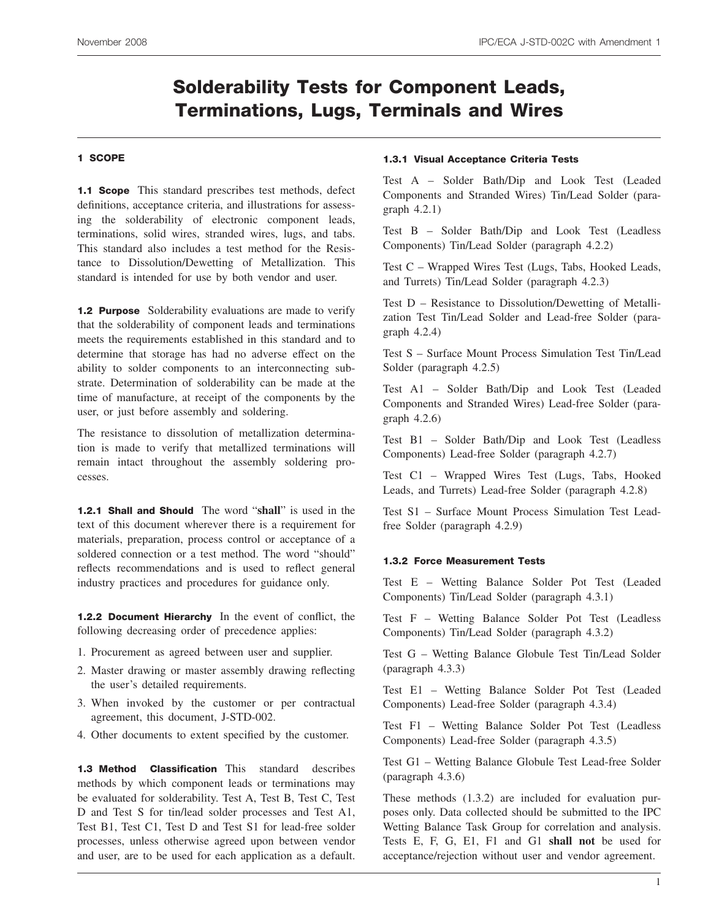# Solderability Tests for Component Leads, Terminations, Lugs, Terminals and Wires

## 1 SCOPE

**1.1 Scope** This standard prescribes test methods, defect definitions, acceptance criteria, and illustrations for assessing the solderability of electronic component leads, terminations, solid wires, stranded wires, lugs, and tabs. This standard also includes a test method for the Resistance to Dissolution/Dewetting of Metallization. This standard is intended for use by both vendor and user.

**1.2 Purpose** Solderability evaluations are made to verify that the solderability of component leads and terminations meets the requirements established in this standard and to determine that storage has had no adverse effect on the ability to solder components to an interconnecting substrate. Determination of solderability can be made at the time of manufacture, at receipt of the components by the user, or just before assembly and soldering.

The resistance to dissolution of metallization determination is made to verify that metallized terminations will remain intact throughout the assembly soldering processes.

**1.2.1 Shall and Should** The word "**shall**" is used in the text of this document wherever there is a requirement for materials, preparation, process control or acceptance of a soldered connection or a test method. The word "should" reflects recommendations and is used to reflect general industry practices and procedures for guidance only.

**1.2.2 Document Hierarchy** In the event of conflict, the following decreasing order of precedence applies:

1. Procurement as agreed between user and supplier.
2. Master drawing or master assembly drawing reflecting the user's detailed requirements.
3. When invoked by the customer or per contractual agreement, this document, J-STD-002.
4. Other documents to extent specified by the customer.

**1.3 Method Classification** This standard describes methods by which component leads or terminations may be evaluated for solderability. Test A, Test B, Test C, Test D and Test S for tin/lead solder processes and Test A1, Test B1, Test C1, Test D and Test S1 for lead-free solder processes, unless otherwise agreed upon between vendor and user, are to be used for each application as a default.

#### 1.3.1 Visual Acceptance Criteria Tests

Test A – Solder Bath/Dip and Look Test (Leaded Components and Stranded Wires) Tin/Lead Solder (paragraph 4.2.1)

Test B – Solder Bath/Dip and Look Test (Leadless Components) Tin/Lead Solder (paragraph 4.2.2)

Test C – Wrapped Wires Test (Lugs, Tabs, Hooked Leads, and Turrets) Tin/Lead Solder (paragraph 4.2.3)

Test D – Resistance to Dissolution/Dewetting of Metallization Test Tin/Lead Solder and Lead-free Solder (paragraph 4.2.4)

Test S – Surface Mount Process Simulation Test Tin/Lead Solder (paragraph 4.2.5)

Test A1 – Solder Bath/Dip and Look Test (Leaded Components and Stranded Wires) Lead-free Solder (paragraph 4.2.6)

Test B1 – Solder Bath/Dip and Look Test (Leadless Components) Lead-free Solder (paragraph 4.2.7)

Test C1 – Wrapped Wires Test (Lugs, Tabs, Hooked Leads, and Turrets) Lead-free Solder (paragraph 4.2.8)

Test S1 – Surface Mount Process Simulation Test Lead-free Solder (paragraph 4.2.9)

#### 1.3.2 Force Measurement Tests

Test E – Wetting Balance Solder Pot Test (Leaded Components) Tin/Lead Solder (paragraph 4.3.1)

Test F – Wetting Balance Solder Pot Test (Leadless Components) Tin/Lead Solder (paragraph 4.3.2)

Test G – Wetting Balance Globule Test Tin/Lead Solder (paragraph 4.3.3)

Test E1 – Wetting Balance Solder Pot Test (Leaded Components) Lead-free Solder (paragraph 4.3.4)

Test F1 – Wetting Balance Solder Pot Test (Leadless Components) Lead-free Solder (paragraph 4.3.5)

Test G1 – Wetting Balance Globule Test Lead-free Solder (paragraph 4.3.6)

These methods (1.3.2) are included for evaluation purposes only. Data collected should be submitted to the IPC Wetting Balance Task Group for correlation and analysis. Tests E, F, G, E1, F1 and G1 **shall not** be used for acceptance/rejection without user and vendor agreement.